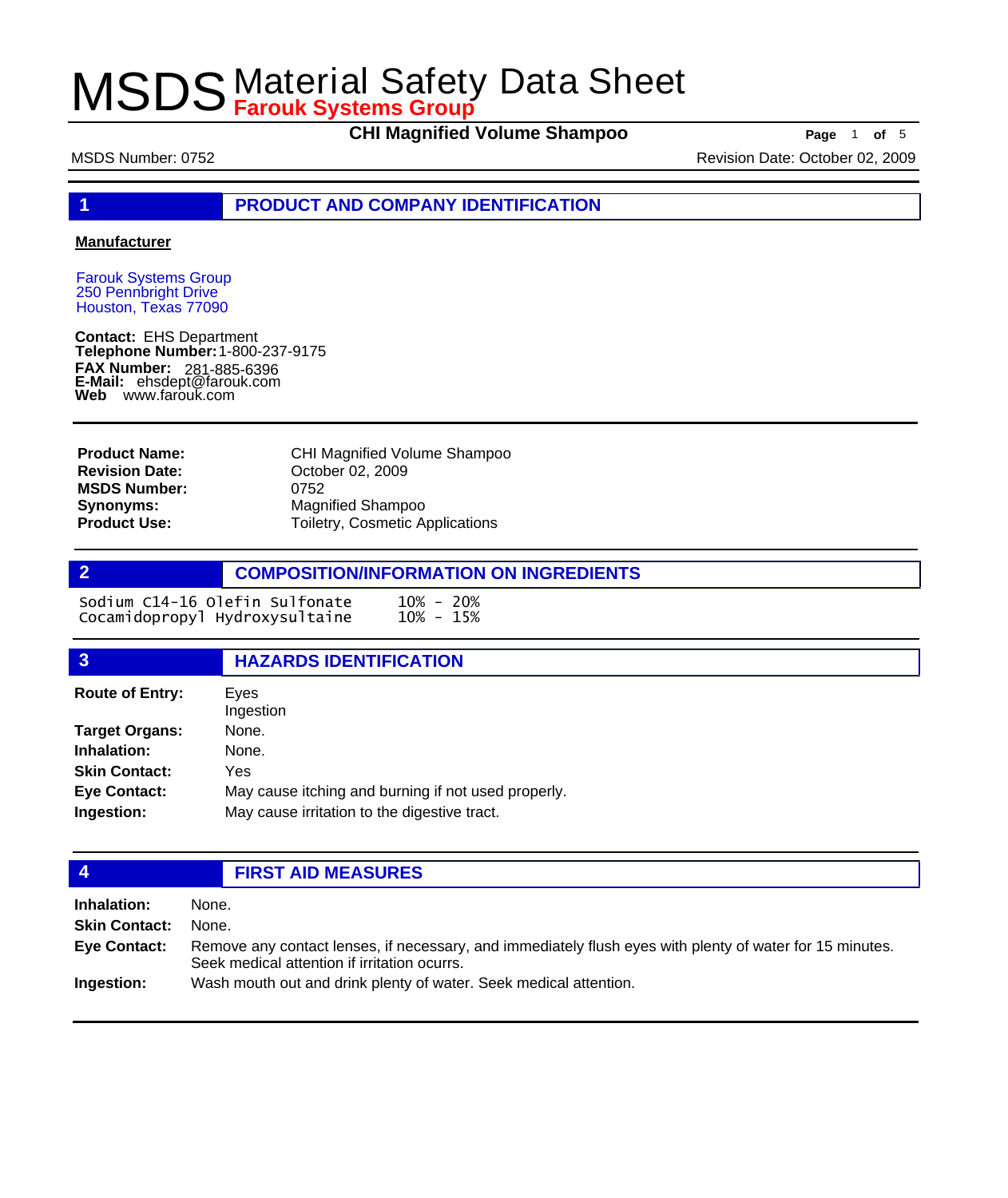# MSDS Material Safety Data Sheet

**Farouk Systems Group**

**CHI Magnified Volume Shampoo**

MSDS Number: 0752 Revision Date: October 02, 2009

## 1 PRODUCT AND COMPANY IDENTIFICATION

**Manufacturer**

Farouk Systems Group
250 Pennbright Drive
Houston, Texas 77090

**Contact:** EHS Department
**Telephone Number:** 1-800-237-9175
**FAX Number:** 281-885-6396
**E-Mail:** ehsdept@farouk.com
**Web** www.farouk.com

| | |
|---|---|
| **Product Name:** | CHI Magnified Volume Shampoo |
| **Revision Date:** | October 02, 2009 |
| **MSDS Number:** | 0752 |
| **Synonyms:** | Magnified Shampoo |
| **Product Use:** | Toiletry, Cosmetic Applications |

## 2 COMPOSITION/INFORMATION ON INGREDIENTS

| | |
|---|---|
| Sodium C14-16 Olefin Sulfonate | 10% - 20% |
| Cocamidopropyl Hydroxysultaine | 10% - 15% |

## 3 HAZARDS IDENTIFICATION

| | |
|---|---|
| **Route of Entry:** | Eyes<br>Ingestion |
| **Target Organs:** | None. |
| **Inhalation:** | None. |
| **Skin Contact:** | Yes |
| **Eye Contact:** | May cause itching and burning if not used properly. |
| **Ingestion:** | May cause irritation to the digestive tract. |

## 4 FIRST AID MEASURES

| | |
|---|---|
| **Inhalation:** | None. |
| **Skin Contact:** | None. |
| **Eye Contact:** | Remove any contact lenses, if necessary, and immediately flush eyes with plenty of water for 15 minutes. Seek medical attention if irritation ocurrs. |
| **Ingestion:** | Wash mouth out and drink plenty of water. Seek medical attention. |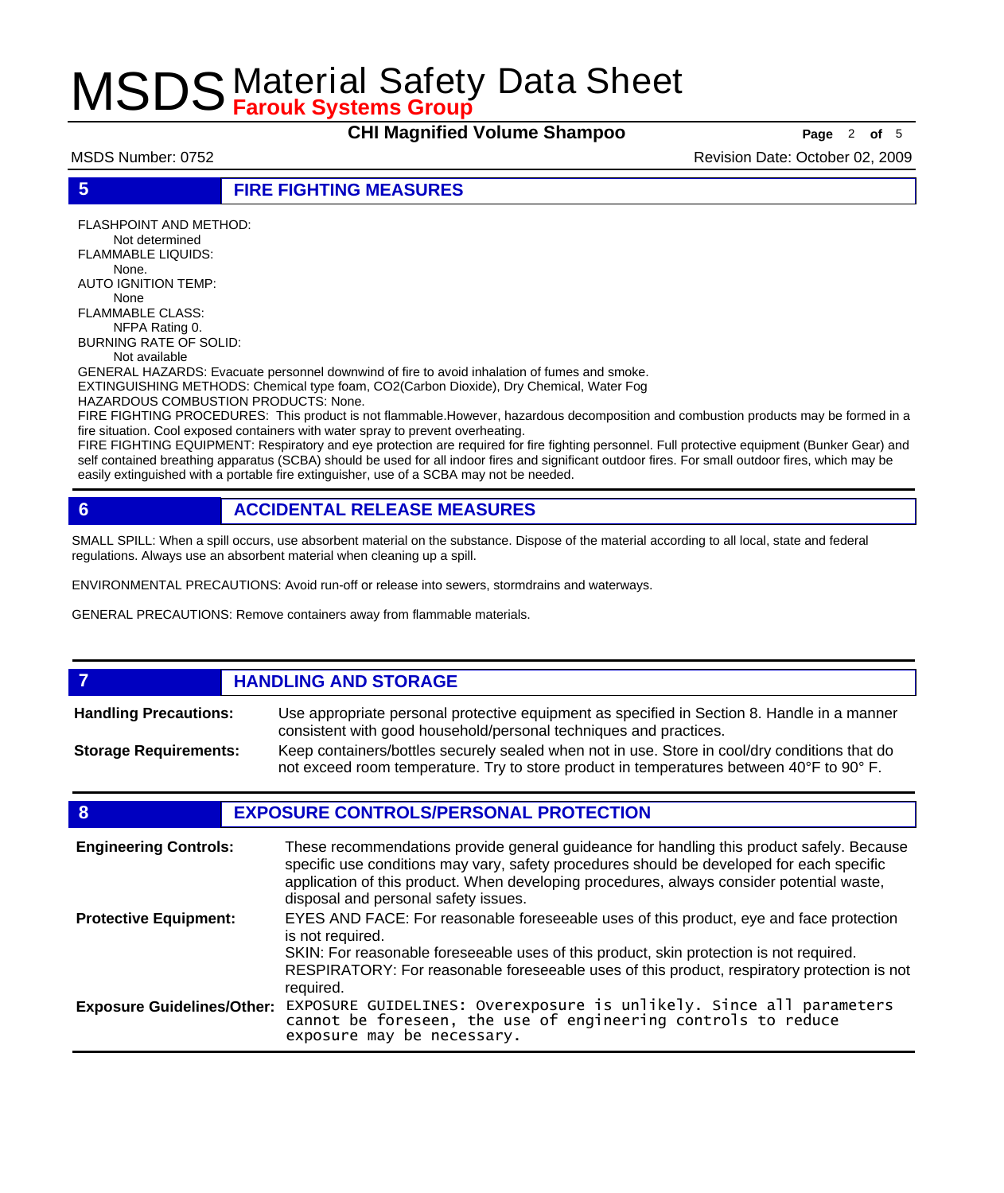## 5 FIRE FIGHTING MEASURES

FLASHPOINT AND METHOD:
Not determined

FLAMMABLE LIQUIDS:
None.

AUTO IGNITION TEMP:
None

FLAMMABLE CLASS:
NFPA Rating 0.

BURNING RATE OF SOLID:
Not available

GENERAL HAZARDS: Evacuate personnel downwind of fire to avoid inhalation of fumes and smoke.

EXTINGUISHING METHODS: Chemical type foam, CO2(Carbon Dioxide), Dry Chemical, Water Fog

HAZARDOUS COMBUSTION PRODUCTS: None.

FIRE FIGHTING PROCEDURES: This product is not flammable.However, hazardous decomposition and combustion products may be formed in a fire situation. Cool exposed containers with water spray to prevent overheating.

FIRE FIGHTING EQUIPMENT: Respiratory and eye protection are required for fire fighting personnel. Full protective equipment (Bunker Gear) and self contained breathing apparatus (SCBA) should be used for all indoor fires and significant outdoor fires. For small outdoor fires, which may be easily extinguished with a portable fire extinguisher, use of a SCBA may not be needed.

## 6 ACCIDENTAL RELEASE MEASURES

SMALL SPILL: When a spill occurs, use absorbent material on the substance. Dispose of the material according to all local, state and federal regulations. Always use an absorbent material when cleaning up a spill.

ENVIRONMENTAL PRECAUTIONS: Avoid run-off or release into sewers, stormdrains and waterways.

GENERAL PRECAUTIONS: Remove containers away from flammable materials.

## 7 HANDLING AND STORAGE

**Handling Precautions:** Use appropriate personal protective equipment as specified in Section 8. Handle in a manner consistent with good household/personal techniques and practices.

**Storage Requirements:** Keep containers/bottles securely sealed when not in use. Store in cool/dry conditions that do not exceed room temperature. Try to store product in temperatures between 40° F to 90° F.

## 8 EXPOSURE CONTROLS/PERSONAL PROTECTION

**Engineering Controls:** These recommendations provide general guideance for handling this product safely. Because specific use conditions may vary, safety procedures should be developed for each specific application of this product. When developing procedures, always consider potential waste, disposal and personal safety issues.

**Protective Equipment:** EYES AND FACE: For reasonable foreseeable uses of this product, eye and face protection is not required.
SKIN: For reasonable foreseeable uses of this product, skin protection is not required.
RESPIRATORY: For reasonable foreseeable uses of this product, respiratory protection is not required.

**Exposure Guidelines/Other:** EXPOSURE GUIDELINES: Overexposure is unlikely. Since all parameters cannot be foreseen, the use of engineering controls to reduce exposure may be necessary.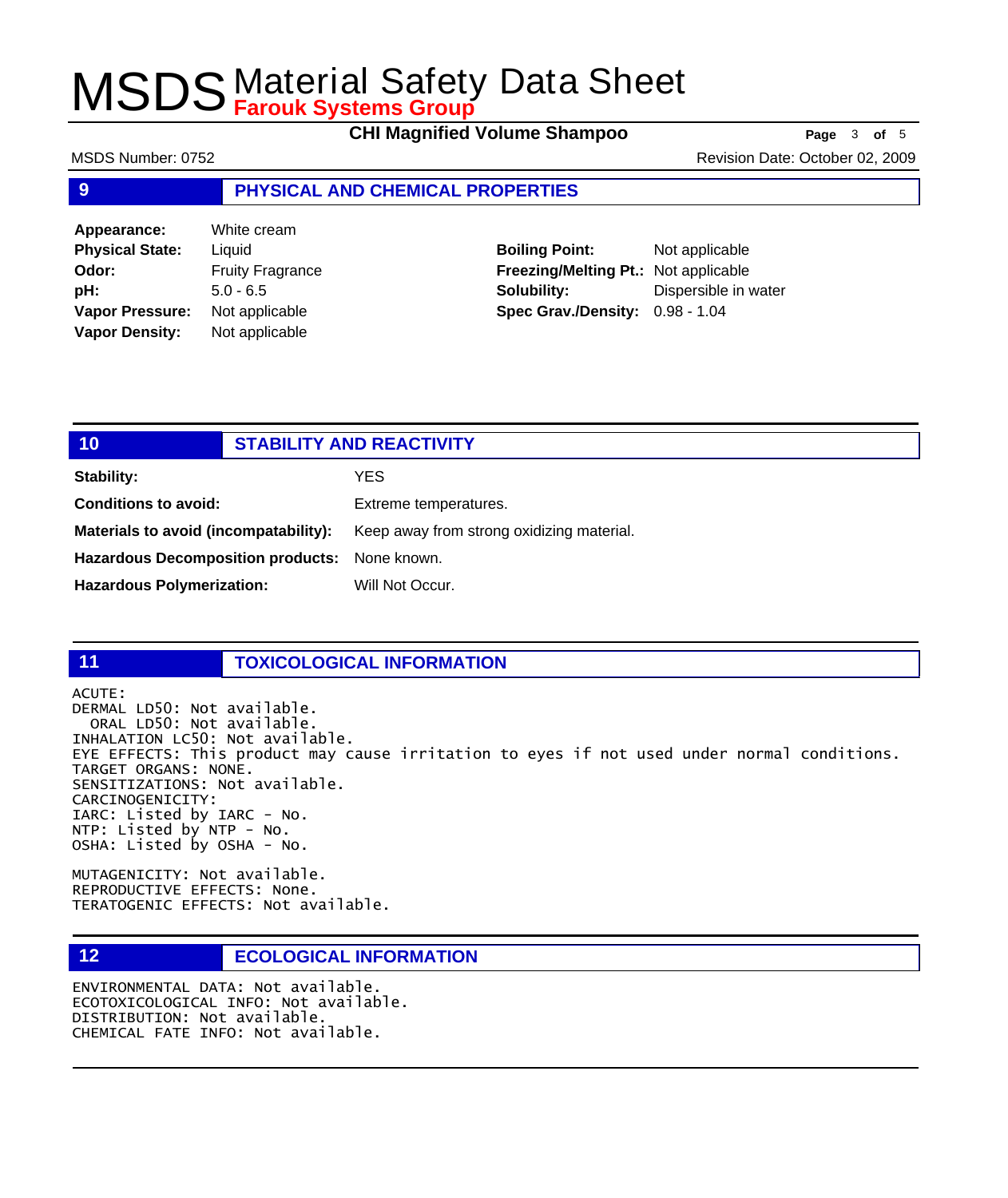## 9 PHYSICAL AND CHEMICAL PROPERTIES

| | | | |
|---|---|---|---|
| **Appearance:** | White cream | | |
| **Physical State:** | Liquid | **Boiling Point:** | Not applicable |
| **Odor:** | Fruity Fragrance | **Freezing/Melting Pt.:** | Not applicable |
| **pH:** | 5.0 - 6.5 | **Solubility:** | Dispersible in water |
| **Vapor Pressure:** | Not applicable | **Spec Grav./Density:** | 0.98 - 1.04 |
| **Vapor Density:** | Not applicable | | |

## 10 STABILITY AND REACTIVITY

**Stability:** YES

**Conditions to avoid:** Extreme temperatures.

**Materials to avoid (incompatability):** Keep away from strong oxidizing material.

**Hazardous Decomposition products:** None known.

**Hazardous Polymerization:** Will Not Occur.

## 11 TOXICOLOGICAL INFORMATION

ACUTE:
DERMAL LD50: Not available.
ORAL LD50: Not available.
INHALATION LC50: Not available.
EYE EFFECTS: This product may cause irritation to eyes if not used under normal conditions.
TARGET ORGANS: NONE.
SENSITIZATIONS: Not available.
CARCINOGENICITY:
IARC: Listed by IARC - No.
NTP: Listed by NTP - No.
OSHA: Listed by OSHA - No.

MUTAGENICITY: Not available.
REPRODUCTIVE EFFECTS: None.
TERATOGENIC EFFECTS: Not available.

## 12 ECOLOGICAL INFORMATION

ENVIRONMENTAL DATA: Not available.
ECOTOXICOLOGICAL INFO: Not available.
DISTRIBUTION: Not available.
CHEMICAL FATE INFO: Not available.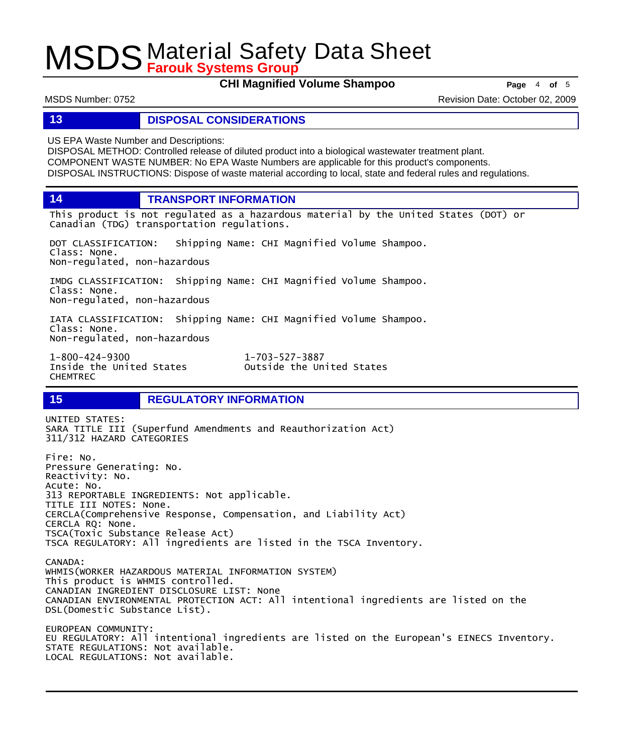## 13 DISPOSAL CONSIDERATIONS

US EPA Waste Number and Descriptions:
DISPOSAL METHOD: Controlled release of diluted product into a biological wastewater treatment plant.
COMPONENT WASTE NUMBER: No EPA Waste Numbers are applicable for this product's components.
DISPOSAL INSTRUCTIONS: Dispose of waste material according to local, state and federal rules and regulations.

## 14 TRANSPORT INFORMATION

This product is not regulated as a hazardous material by the United States (DOT) or Canadian (TDG) transportation regulations.

DOT CLASSIFICATION: Shipping Name: CHI Magnified Volume Shampoo.
Class: None.
Non-regulated, non-hazardous

IMDG CLASSIFICATION: Shipping Name: CHI Magnified Volume Shampoo.
Class: None.
Non-regulated, non-hazardous

IATA CLASSIFICATION: Shipping Name: CHI Magnified Volume Shampoo.
Class: None.
Non-regulated, non-hazardous

1-800-424-9300
Inside the United States
CHEMTREC

1-703-527-3887
Outside the United States

## 15 REGULATORY INFORMATION

UNITED STATES:
SARA TITLE III (Superfund Amendments and Reauthorization Act)
311/312 HAZARD CATEGORIES

Fire: No.
Pressure Generating: No.
Reactivity: No.
Acute: No.
313 REPORTABLE INGREDIENTS: Not applicable.
TITLE III NOTES: None.
CERCLA(Comprehensive Response, Compensation, and Liability Act)
CERCLA RQ: None.
TSCA(Toxic Substance Release Act)
TSCA REGULATORY: All ingredients are listed in the TSCA Inventory.

CANADA:
WHMIS(WORKER HAZARDOUS MATERIAL INFORMATION SYSTEM)
This product is WHMIS controlled.
CANADIAN INGREDIENT DISCLOSURE LIST: None
CANADIAN ENVIRONMENTAL PROTECTION ACT: All intentional ingredients are listed on the DSL(Domestic Substance List).

EUROPEAN COMMUNITY:
EU REGULATORY: All intentional ingredients are listed on the European's EINECS Inventory.
STATE REGULATIONS: Not available.
LOCAL REGULATIONS: Not available.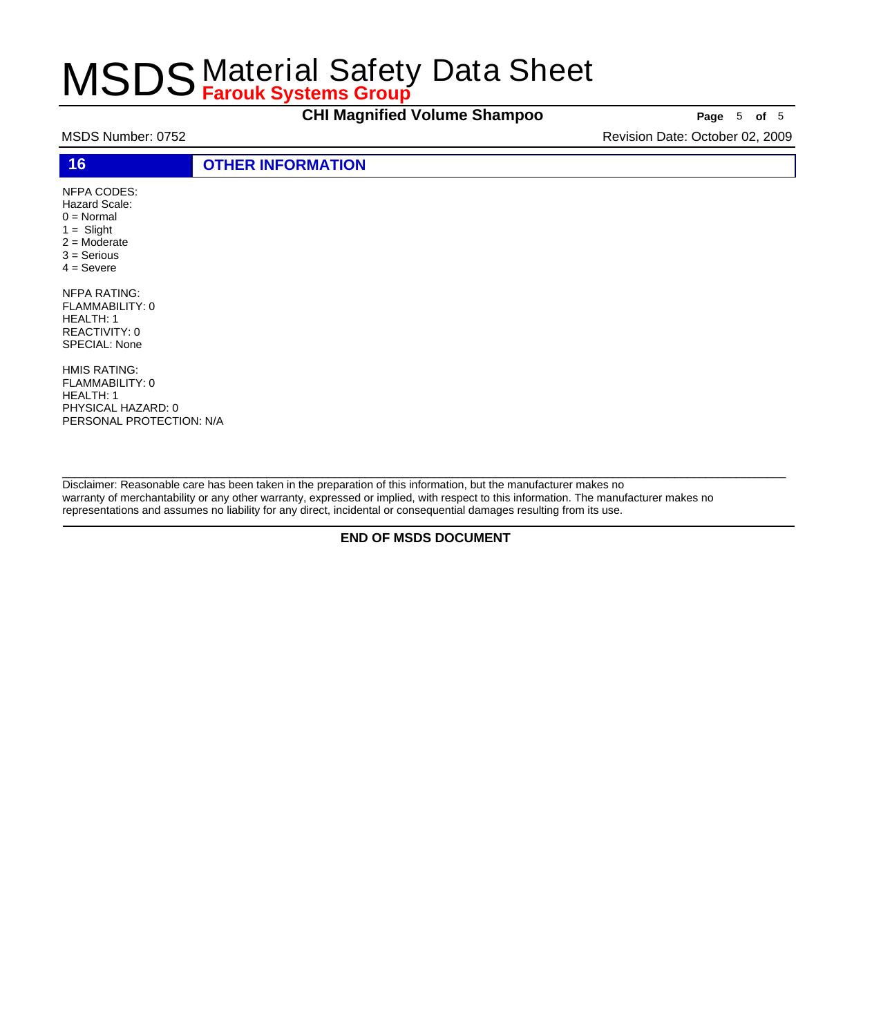## 16 OTHER INFORMATION

NFPA CODES:
Hazard Scale:
0 = Normal
1 = Slight
2 = Moderate
3 = Serious
4 = Severe

NFPA RATING:
FLAMMABILITY: 0
HEALTH: 1
REACTIVITY: 0
SPECIAL: None

HMIS RATING:
FLAMMABILITY: 0
HEALTH: 1
PHYSICAL HAZARD: 0
PERSONAL PROTECTION: N/A

---

Disclaimer: Reasonable care has been taken in the preparation of this information, but the manufacturer makes no warranty of merchantability or any other warranty, expressed or implied, with respect to this information. The manufacturer makes no representations and assumes no liability for any direct, incidental or consequential damages resulting from its use.

---

**END OF MSDS DOCUMENT**